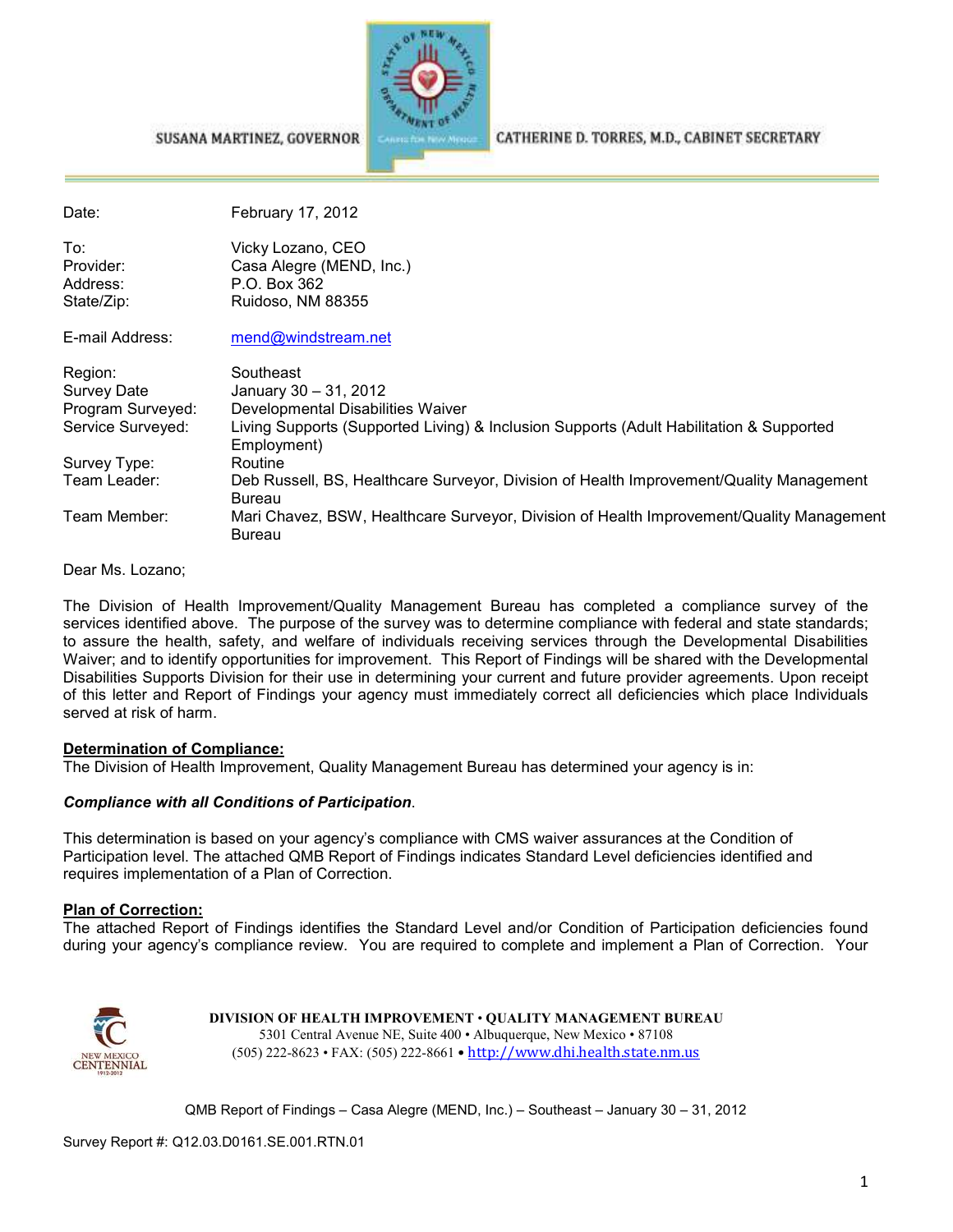SUSANA MARTINEZ, GOVERNOR

CATHERINE D. TORRES, M.D., CABINET SECRETARY

| | |
|---|---|
| Date: | February 17, 2012 |
| To: | Vicky Lozano, CEO |
| Provider: | Casa Alegre (MEND, Inc.) |
| Address: | P.O. Box 362 |
| State/Zip: | Ruidoso, NM 88355 |
| E-mail Address: | mend@windstream.net |
| Region: | Southeast |
| Survey Date | January 30 – 31, 2012 |
| Program Surveyed: | Developmental Disabilities Waiver |
| Service Surveyed: | Living Supports (Supported Living) & Inclusion Supports (Adult Habilitation & Supported Employment) |
| Survey Type: | Routine |
| Team Leader: | Deb Russell, BS, Healthcare Surveyor, Division of Health Improvement/Quality Management Bureau |
| Team Member: | Mari Chavez, BSW, Healthcare Surveyor, Division of Health Improvement/Quality Management Bureau |

Dear Ms. Lozano;

The Division of Health Improvement/Quality Management Bureau has completed a compliance survey of the services identified above. The purpose of the survey was to determine compliance with federal and state standards; to assure the health, safety, and welfare of individuals receiving services through the Developmental Disabilities Waiver; and to identify opportunities for improvement. This Report of Findings will be shared with the Developmental Disabilities Supports Division for their use in determining your current and future provider agreements. Upon receipt of this letter and Report of Findings your agency must immediately correct all deficiencies which place Individuals served at risk of harm.

**Determination of Compliance:**
The Division of Health Improvement, Quality Management Bureau has determined your agency is in:

***Compliance with all Conditions of Participation***.

This determination is based on your agency's compliance with CMS waiver assurances at the Condition of Participation level. The attached QMB Report of Findings indicates Standard Level deficiencies identified and requires implementation of a Plan of Correction.

**Plan of Correction:**
The attached Report of Findings identifies the Standard Level and/or Condition of Participation deficiencies found during your agency's compliance review. You are required to complete and implement a Plan of Correction. Your

**DIVISION OF HEALTH IMPROVEMENT • QUALITY MANAGEMENT BUREAU**
5301 Central Avenue NE, Suite 400 • Albuquerque, New Mexico • 87108
(505) 222-8623 • FAX: (505) 222-8661 • http://www.dhi.health.state.nm.us

QMB Report of Findings – Casa Alegre (MEND, Inc.) – Southeast – January 30 – 31, 2012

Survey Report #: Q12.03.D0161.SE.001.RTN.01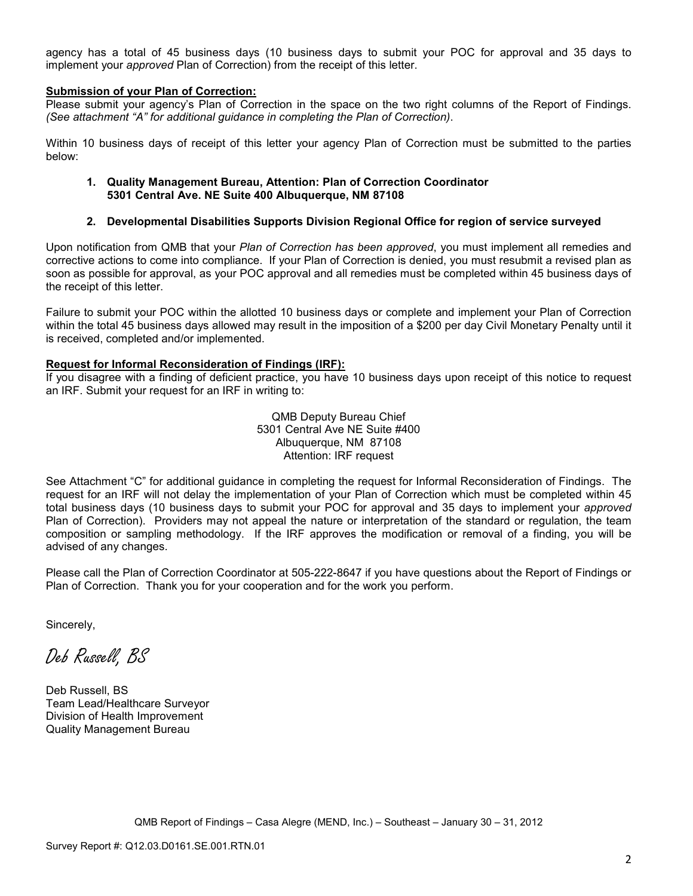agency has a total of 45 business days (10 business days to submit your POC for approval and 35 days to implement your *approved* Plan of Correction) from the receipt of this letter.

**Submission of your Plan of Correction:**

Please submit your agency's Plan of Correction in the space on the two right columns of the Report of Findings. *(See attachment "A" for additional guidance in completing the Plan of Correction)*.

Within 10 business days of receipt of this letter your agency Plan of Correction must be submitted to the parties below:

1. **Quality Management Bureau, Attention: Plan of Correction Coordinator 5301 Central Ave. NE Suite 400 Albuquerque, NM 87108**

2. **Developmental Disabilities Supports Division Regional Office for region of service surveyed**

Upon notification from QMB that your *Plan of Correction has been approved*, you must implement all remedies and corrective actions to come into compliance. If your Plan of Correction is denied, you must resubmit a revised plan as soon as possible for approval, as your POC approval and all remedies must be completed within 45 business days of the receipt of this letter.

Failure to submit your POC within the allotted 10 business days or complete and implement your Plan of Correction within the total 45 business days allowed may result in the imposition of a $200 per day Civil Monetary Penalty until it is received, completed and/or implemented.

**Request for Informal Reconsideration of Findings (IRF):**

If you disagree with a finding of deficient practice, you have 10 business days upon receipt of this notice to request an IRF. Submit your request for an IRF in writing to:

QMB Deputy Bureau Chief
5301 Central Ave NE Suite #400
Albuquerque, NM 87108
Attention: IRF request

See Attachment "C" for additional guidance in completing the request for Informal Reconsideration of Findings. The request for an IRF will not delay the implementation of your Plan of Correction which must be completed within 45 total business days (10 business days to submit your POC for approval and 35 days to implement your *approved* Plan of Correction). Providers may not appeal the nature or interpretation of the standard or regulation, the team composition or sampling methodology. If the IRF approves the modification or removal of a finding, you will be advised of any changes.

Please call the Plan of Correction Coordinator at 505-222-8647 if you have questions about the Report of Findings or Plan of Correction. Thank you for your cooperation and for the work you perform.

Sincerely,

*Deb Russell, BS*

Deb Russell, BS
Team Lead/Healthcare Surveyor
Division of Health Improvement
Quality Management Bureau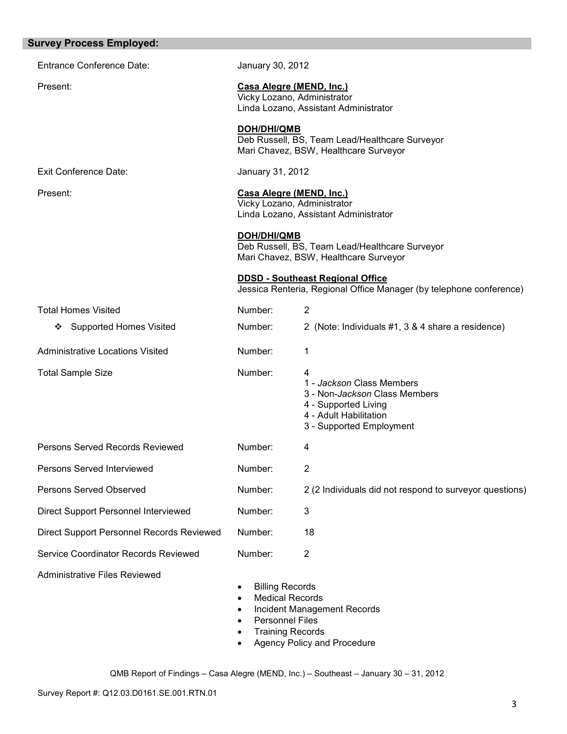## Survey Process Employed:

| | | |
|---|---|---|
| Entrance Conference Date: | January 30, 2012 | |
| Present: | **Casa Alegre (MEND, Inc.)**<br>Vicky Lozano, Administrator<br>Linda Lozano, Assistant Administrator<br><br>**DOH/DHI/QMB**<br>Deb Russell, BS, Team Lead/Healthcare Surveyor<br>Mari Chavez, BSW, Healthcare Surveyor | |
| Exit Conference Date: | January 31, 2012 | |
| Present: | **Casa Alegre (MEND, Inc.)**<br>Vicky Lozano, Administrator<br>Linda Lozano, Assistant Administrator<br><br>**DOH/DHI/QMB**<br>Deb Russell, BS, Team Lead/Healthcare Surveyor<br>Mari Chavez, BSW, Healthcare Surveyor<br><br>**DDSD - Southeast Regional Office**<br>Jessica Renteria, Regional Office Manager (by telephone conference) | |
| Total Homes Visited | Number: | 2 |
| ❖ Supported Homes Visited | Number: | 2 (Note: Individuals #1, 3 & 4 share a residence) |
| Administrative Locations Visited | Number: | 1 |
| Total Sample Size | Number: | 4<br>1 - *Jackson* Class Members<br>3 - Non-*Jackson* Class Members<br>4 - Supported Living<br>4 - Adult Habilitation<br>3 - Supported Employment |
| Persons Served Records Reviewed | Number: | 4 |
| Persons Served Interviewed | Number: | 2 |
| Persons Served Observed | Number: | 2 (2 Individuals did not respond to surveyor questions) |
| Direct Support Personnel Interviewed | Number: | 3 |
| Direct Support Personnel Records Reviewed | Number: | 18 |
| Service Coordinator Records Reviewed | Number: | 2 |

Administrative Files Reviewed

- Billing Records
- Medical Records
- Incident Management Records
- Personnel Files
- Training Records
- Agency Policy and Procedure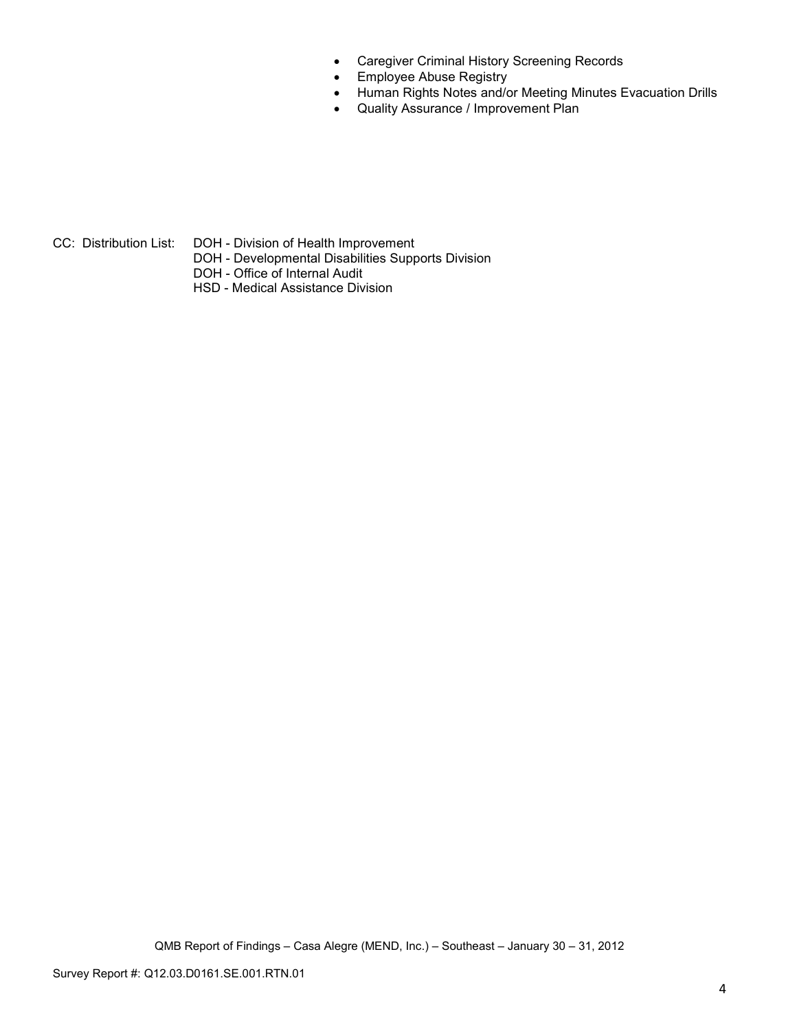- Caregiver Criminal History Screening Records
- Employee Abuse Registry
- Human Rights Notes and/or Meeting Minutes Evacuation Drills
- Quality Assurance / Improvement Plan

CC: Distribution List: DOH - Division of Health Improvement
DOH - Developmental Disabilities Supports Division
DOH - Office of Internal Audit
HSD - Medical Assistance Division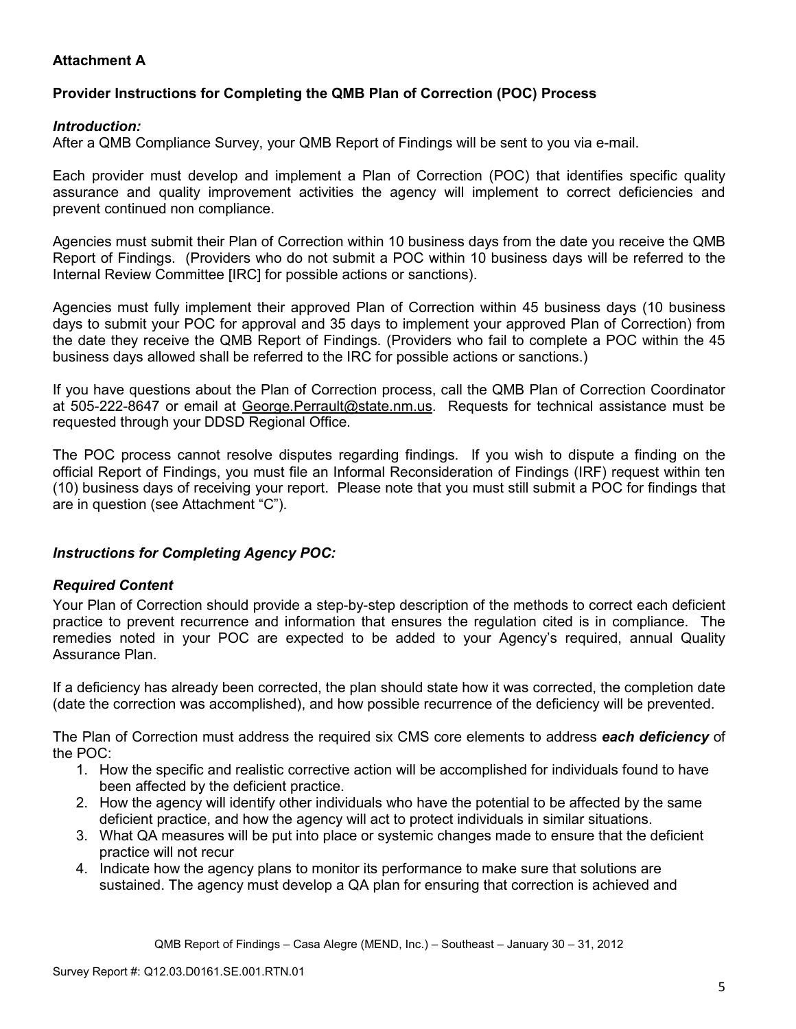**Attachment A**

**Provider Instructions for Completing the QMB Plan of Correction (POC) Process**

***Introduction:***

After a QMB Compliance Survey, your QMB Report of Findings will be sent to you via e-mail.

Each provider must develop and implement a Plan of Correction (POC) that identifies specific quality assurance and quality improvement activities the agency will implement to correct deficiencies and prevent continued non compliance.

Agencies must submit their Plan of Correction within 10 business days from the date you receive the QMB Report of Findings. (Providers who do not submit a POC within 10 business days will be referred to the Internal Review Committee [IRC] for possible actions or sanctions).

Agencies must fully implement their approved Plan of Correction within 45 business days (10 business days to submit your POC for approval and 35 days to implement your approved Plan of Correction) from the date they receive the QMB Report of Findings. (Providers who fail to complete a POC within the 45 business days allowed shall be referred to the IRC for possible actions or sanctions.)

If you have questions about the Plan of Correction process, call the QMB Plan of Correction Coordinator at 505-222-8647 or email at George.Perrault@state.nm.us. Requests for technical assistance must be requested through your DDSD Regional Office.

The POC process cannot resolve disputes regarding findings. If you wish to dispute a finding on the official Report of Findings, you must file an Informal Reconsideration of Findings (IRF) request within ten (10) business days of receiving your report. Please note that you must still submit a POC for findings that are in question (see Attachment "C").

***Instructions for Completing Agency POC:***

***Required Content***

Your Plan of Correction should provide a step-by-step description of the methods to correct each deficient practice to prevent recurrence and information that ensures the regulation cited is in compliance. The remedies noted in your POC are expected to be added to your Agency's required, annual Quality Assurance Plan.

If a deficiency has already been corrected, the plan should state how it was corrected, the completion date (date the correction was accomplished), and how possible recurrence of the deficiency will be prevented.

The Plan of Correction must address the required six CMS core elements to address ***each deficiency*** of the POC:

1. How the specific and realistic corrective action will be accomplished for individuals found to have been affected by the deficient practice.
2. How the agency will identify other individuals who have the potential to be affected by the same deficient practice, and how the agency will act to protect individuals in similar situations.
3. What QA measures will be put into place or systemic changes made to ensure that the deficient practice will not recur
4. Indicate how the agency plans to monitor its performance to make sure that solutions are sustained. The agency must develop a QA plan for ensuring that correction is achieved and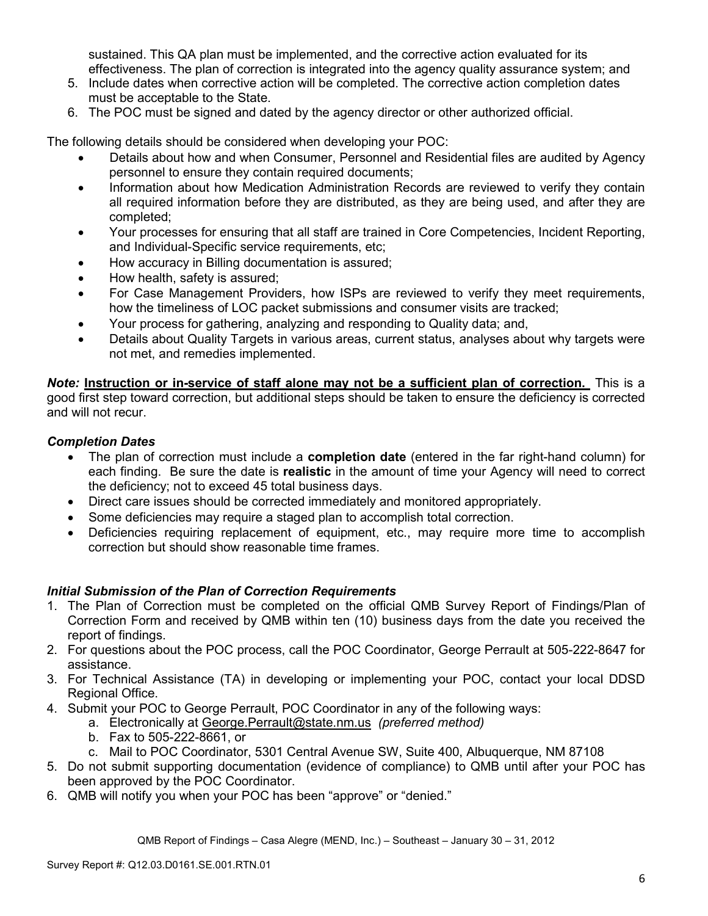sustained. This QA plan must be implemented, and the corrective action evaluated for its effectiveness. The plan of correction is integrated into the agency quality assurance system; and

5. Include dates when corrective action will be completed. The corrective action completion dates must be acceptable to the State.
6. The POC must be signed and dated by the agency director or other authorized official.

The following details should be considered when developing your POC:

- Details about how and when Consumer, Personnel and Residential files are audited by Agency personnel to ensure they contain required documents;
- Information about how Medication Administration Records are reviewed to verify they contain all required information before they are distributed, as they are being used, and after they are completed;
- Your processes for ensuring that all staff are trained in Core Competencies, Incident Reporting, and Individual-Specific service requirements, etc;
- How accuracy in Billing documentation is assured;
- How health, safety is assured;
- For Case Management Providers, how ISPs are reviewed to verify they meet requirements, how the timeliness of LOC packet submissions and consumer visits are tracked;
- Your process for gathering, analyzing and responding to Quality data; and,
- Details about Quality Targets in various areas, current status, analyses about why targets were not met, and remedies implemented.

***Note:*** **Instruction or in-service of staff alone may not be a sufficient plan of correction.** This is a good first step toward correction, but additional steps should be taken to ensure the deficiency is corrected and will not recur.

***Completion Dates***

- The plan of correction must include a **completion date** (entered in the far right-hand column) for each finding. Be sure the date is **realistic** in the amount of time your Agency will need to correct the deficiency; not to exceed 45 total business days.
- Direct care issues should be corrected immediately and monitored appropriately.
- Some deficiencies may require a staged plan to accomplish total correction.
- Deficiencies requiring replacement of equipment, etc., may require more time to accomplish correction but should show reasonable time frames.

***Initial Submission of the Plan of Correction Requirements***

1. The Plan of Correction must be completed on the official QMB Survey Report of Findings/Plan of Correction Form and received by QMB within ten (10) business days from the date you received the report of findings.
2. For questions about the POC process, call the POC Coordinator, George Perrault at 505-222-8647 for assistance.
3. For Technical Assistance (TA) in developing or implementing your POC, contact your local DDSD Regional Office.
4. Submit your POC to George Perrault, POC Coordinator in any of the following ways:
   a. Electronically at George.Perrault@state.nm.us *(preferred method)*
   b. Fax to 505-222-8661, or
   c. Mail to POC Coordinator, 5301 Central Avenue SW, Suite 400, Albuquerque, NM 87108
5. Do not submit supporting documentation (evidence of compliance) to QMB until after your POC has been approved by the POC Coordinator.
6. QMB will notify you when your POC has been "approve" or "denied."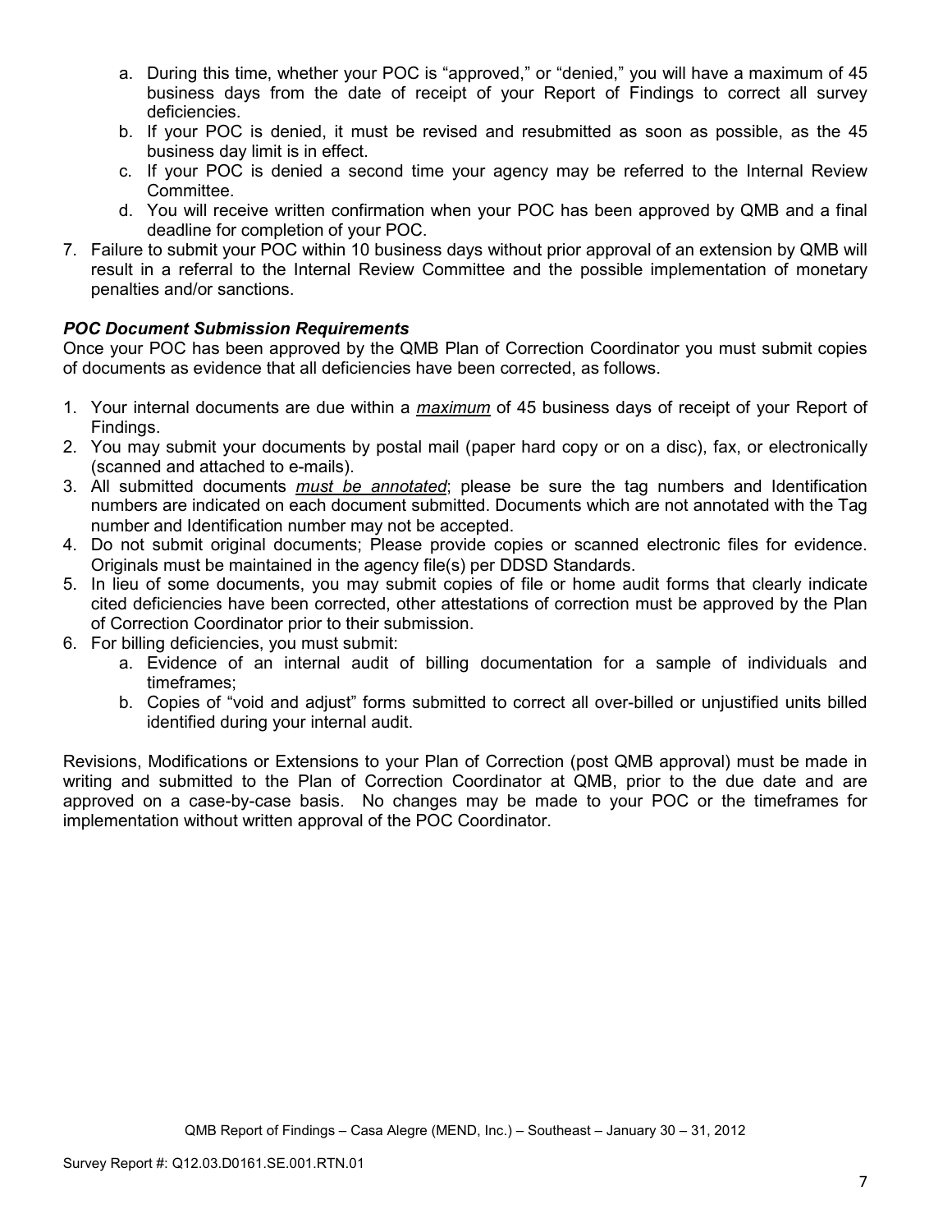a. During this time, whether your POC is “approved,” or “denied,” you will have a maximum of 45 business days from the date of receipt of your Report of Findings to correct all survey deficiencies.
   b. If your POC is denied, it must be revised and resubmitted as soon as possible, as the 45 business day limit is in effect.
   c. If your POC is denied a second time your agency may be referred to the Internal Review Committee.
   d. You will receive written confirmation when your POC has been approved by QMB and a final deadline for completion of your POC.
7. Failure to submit your POC within 10 business days without prior approval of an extension by QMB will result in a referral to the Internal Review Committee and the possible implementation of monetary penalties and/or sanctions.

***POC Document Submission Requirements***

Once your POC has been approved by the QMB Plan of Correction Coordinator you must submit copies of documents as evidence that all deficiencies have been corrected, as follows.

1. Your internal documents are due within a ***maximum*** of 45 business days of receipt of your Report of Findings.
2. You may submit your documents by postal mail (paper hard copy or on a disc), fax, or electronically (scanned and attached to e-mails).
3. All submitted documents ***must be annotated***; please be sure the tag numbers and Identification numbers are indicated on each document submitted. Documents which are not annotated with the Tag number and Identification number may not be accepted.
4. Do not submit original documents; Please provide copies or scanned electronic files for evidence. Originals must be maintained in the agency file(s) per DDSD Standards.
5. In lieu of some documents, you may submit copies of file or home audit forms that clearly indicate cited deficiencies have been corrected, other attestations of correction must be approved by the Plan of Correction Coordinator prior to their submission.
6. For billing deficiencies, you must submit:
   a. Evidence of an internal audit of billing documentation for a sample of individuals and timeframes;
   b. Copies of “void and adjust” forms submitted to correct all over-billed or unjustified units billed identified during your internal audit.

Revisions, Modifications or Extensions to your Plan of Correction (post QMB approval) must be made in writing and submitted to the Plan of Correction Coordinator at QMB, prior to the due date and are approved on a case-by-case basis. No changes may be made to your POC or the timeframes for implementation without written approval of the POC Coordinator.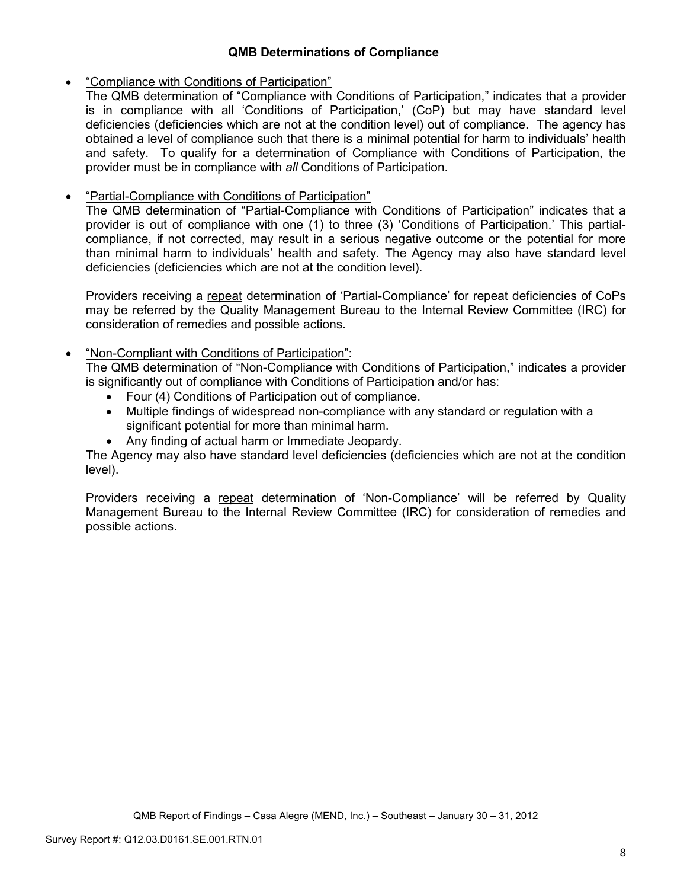## QMB Determinations of Compliance

- "Compliance with Conditions of Participation"

  The QMB determination of "Compliance with Conditions of Participation," indicates that a provider is in compliance with all 'Conditions of Participation,' (CoP) but may have standard level deficiencies (deficiencies which are not at the condition level) out of compliance. The agency has obtained a level of compliance such that there is a minimal potential for harm to individuals' health and safety. To qualify for a determination of Compliance with Conditions of Participation, the provider must be in compliance with *all* Conditions of Participation.

- "Partial-Compliance with Conditions of Participation"

  The QMB determination of "Partial-Compliance with Conditions of Participation" indicates that a provider is out of compliance with one (1) to three (3) 'Conditions of Participation.' This partial-compliance, if not corrected, may result in a serious negative outcome or the potential for more than minimal harm to individuals' health and safety. The Agency may also have standard level deficiencies (deficiencies which are not at the condition level).

  Providers receiving a repeat determination of 'Partial-Compliance' for repeat deficiencies of CoPs may be referred by the Quality Management Bureau to the Internal Review Committee (IRC) for consideration of remedies and possible actions.

- "Non-Compliant with Conditions of Participation":

  The QMB determination of "Non-Compliance with Conditions of Participation," indicates a provider is significantly out of compliance with Conditions of Participation and/or has:
  - Four (4) Conditions of Participation out of compliance.
  - Multiple findings of widespread non-compliance with any standard or regulation with a significant potential for more than minimal harm.
  - Any finding of actual harm or Immediate Jeopardy.

  The Agency may also have standard level deficiencies (deficiencies which are not at the condition level).

  Providers receiving a repeat determination of 'Non-Compliance' will be referred by Quality Management Bureau to the Internal Review Committee (IRC) for consideration of remedies and possible actions.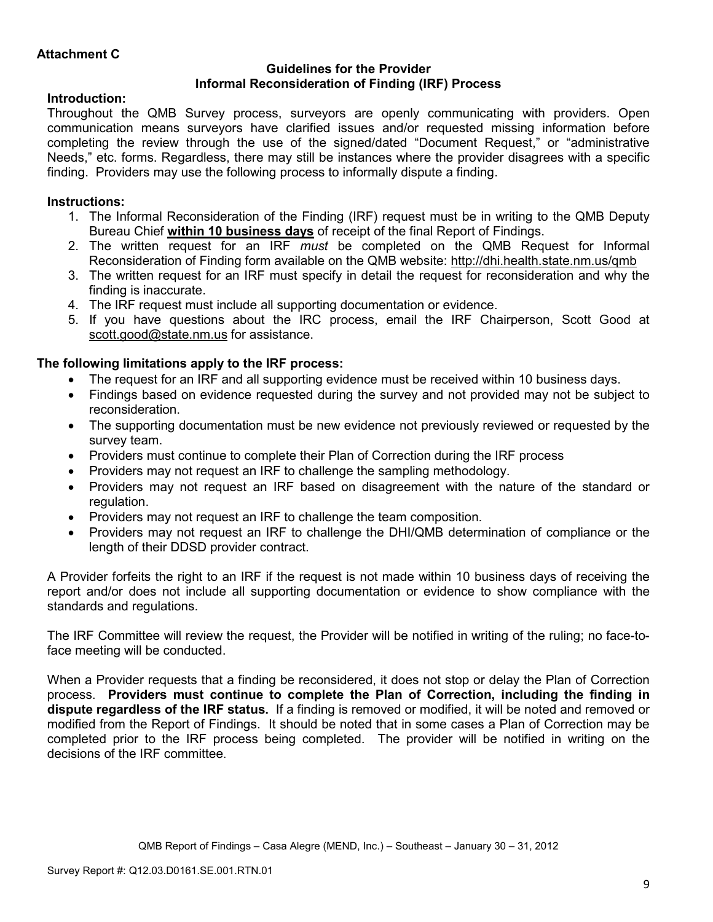**Attachment C**

**Guidelines for the Provider**
**Informal Reconsideration of Finding (IRF) Process**

**Introduction:**

Throughout the QMB Survey process, surveyors are openly communicating with providers. Open communication means surveyors have clarified issues and/or requested missing information before completing the review through the use of the signed/dated "Document Request," or "administrative Needs," etc. forms. Regardless, there may still be instances where the provider disagrees with a specific finding. Providers may use the following process to informally dispute a finding.

**Instructions:**

1. The Informal Reconsideration of the Finding (IRF) request must be in writing to the QMB Deputy Bureau Chief **within 10 business days** of receipt of the final Report of Findings.
2. The written request for an IRF *must* be completed on the QMB Request for Informal Reconsideration of Finding form available on the QMB website: http://dhi.health.state.nm.us/qmb
3. The written request for an IRF must specify in detail the request for reconsideration and why the finding is inaccurate.
4. The IRF request must include all supporting documentation or evidence.
5. If you have questions about the IRC process, email the IRF Chairperson, Scott Good at scott.good@state.nm.us for assistance.

**The following limitations apply to the IRF process:**

- The request for an IRF and all supporting evidence must be received within 10 business days.
- Findings based on evidence requested during the survey and not provided may not be subject to reconsideration.
- The supporting documentation must be new evidence not previously reviewed or requested by the survey team.
- Providers must continue to complete their Plan of Correction during the IRF process
- Providers may not request an IRF to challenge the sampling methodology.
- Providers may not request an IRF based on disagreement with the nature of the standard or regulation.
- Providers may not request an IRF to challenge the team composition.
- Providers may not request an IRF to challenge the DHI/QMB determination of compliance or the length of their DDSD provider contract.

A Provider forfeits the right to an IRF if the request is not made within 10 business days of receiving the report and/or does not include all supporting documentation or evidence to show compliance with the standards and regulations.

The IRF Committee will review the request, the Provider will be notified in writing of the ruling; no face-to-face meeting will be conducted.

When a Provider requests that a finding be reconsidered, it does not stop or delay the Plan of Correction process. **Providers must continue to complete the Plan of Correction, including the finding in dispute regardless of the IRF status.** If a finding is removed or modified, it will be noted and removed or modified from the Report of Findings. It should be noted that in some cases a Plan of Correction may be completed prior to the IRF process being completed. The provider will be notified in writing on the decisions of the IRF committee.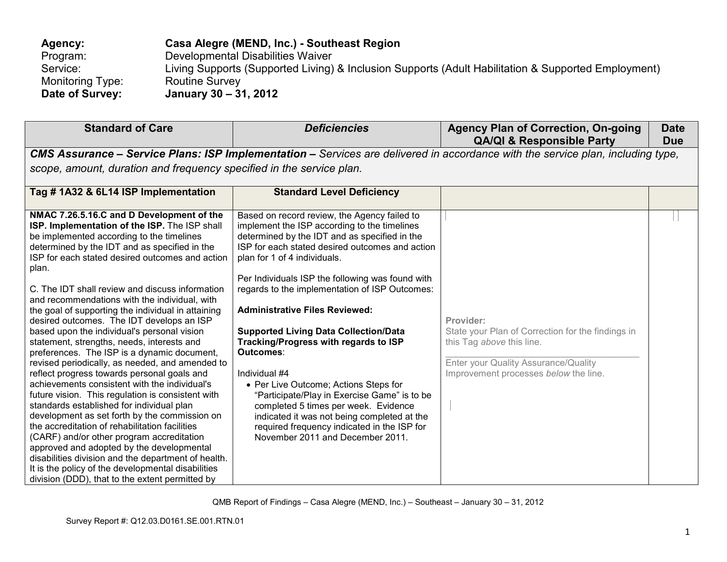**Agency:** **Casa Alegre (MEND, Inc.) - Southeast Region**
Program: Developmental Disabilities Waiver
Service: Living Supports (Supported Living) & Inclusion Supports (Adult Habilitation & Supported Employment)
Monitoring Type: Routine Survey
**Date of Survey:** **January 30 – 31, 2012**

| Standard of Care | *Deficiencies* | Agency Plan of Correction, On-going QA/QI & Responsible Party | Date Due |
|---|---|---|---|
| ***CMS Assurance – Service Plans: ISP Implementation –*** *Services are delivered in accordance with the service plan, including type, scope, amount, duration and frequency specified in the service plan.* | | | |
| **Tag # 1A32 & 6L14 ISP Implementation** | **Standard Level Deficiency** | | |
| **NMAC 7.26.5.16.C and D Development of the ISP. Implementation of the ISP.** The ISP shall be implemented according to the timelines determined by the IDT and as specified in the ISP for each stated desired outcomes and action plan.<br><br>C. The IDT shall review and discuss information and recommendations with the individual, with the goal of supporting the individual in attaining desired outcomes. The IDT develops an ISP based upon the individual's personal vision statement, strengths, needs, interests and preferences. The ISP is a dynamic document, revised periodically, as needed, and amended to reflect progress towards personal goals and achievements consistent with the individual's future vision. This regulation is consistent with standards established for individual plan development as set forth by the commission on the accreditation of rehabilitation facilities (CARF) and/or other program accreditation approved and adopted by the developmental disabilities division and the department of health. It is the policy of the developmental disabilities division (DDD), that to the extent permitted by | Based on record review, the Agency failed to implement the ISP according to the timelines determined by the IDT and as specified in the ISP for each stated desired outcomes and action plan for 1 of 4 individuals.<br><br>Per Individuals ISP the following was found with regards to the implementation of ISP Outcomes:<br><br>**Administrative Files Reviewed:**<br><br>**Supported Living Data Collection/Data Tracking/Progress with regards to ISP Outcomes**:<br><br>Individual #4<br>• Per Live Outcome; Actions Steps for "Participate/Play in Exercise Game" is to be completed 5 times per week. Evidence indicated it was not being completed at the required frequency indicated in the ISP for November 2011 and December 2011. | **Provider:**<br>State your Plan of Correction for the findings in this Tag *above* this line.<br>\_\_\_\_\_\_\_\_\_\_\_\_\_\_\_\_\_\_\_\_\_\_\_\_\_\_\_\_\_\_\_\_<br>Enter your Quality Assurance/Quality Improvement processes *below* the line. | |

QMB Report of Findings – Casa Alegre (MEND, Inc.) – Southeast – January 30 – 31, 2012

Survey Report #: Q12.03.D0161.SE.001.RTN.01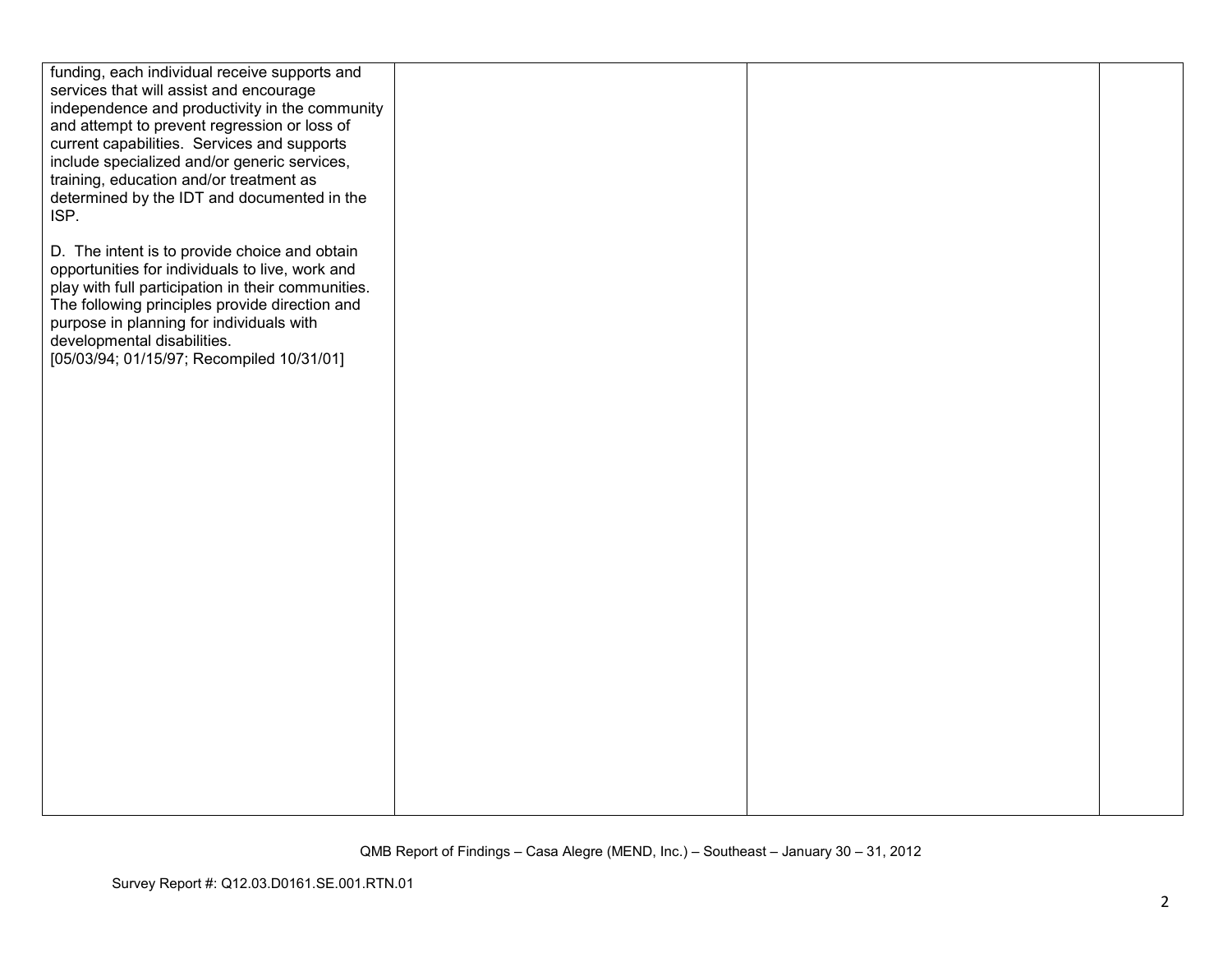| | | | |
|---|---|---|---|
| funding, each individual receive supports and services that will assist and encourage independence and productivity in the community and attempt to prevent regression or loss of current capabilities. Services and supports include specialized and/or generic services, training, education and/or treatment as determined by the IDT and documented in the ISP.<br><br>D. The intent is to provide choice and obtain opportunities for individuals to live, work and play with full participation in their communities. The following principles provide direction and purpose in planning for individuals with developmental disabilities.<br>[05/03/94; 01/15/97; Recompiled 10/31/01] | | | |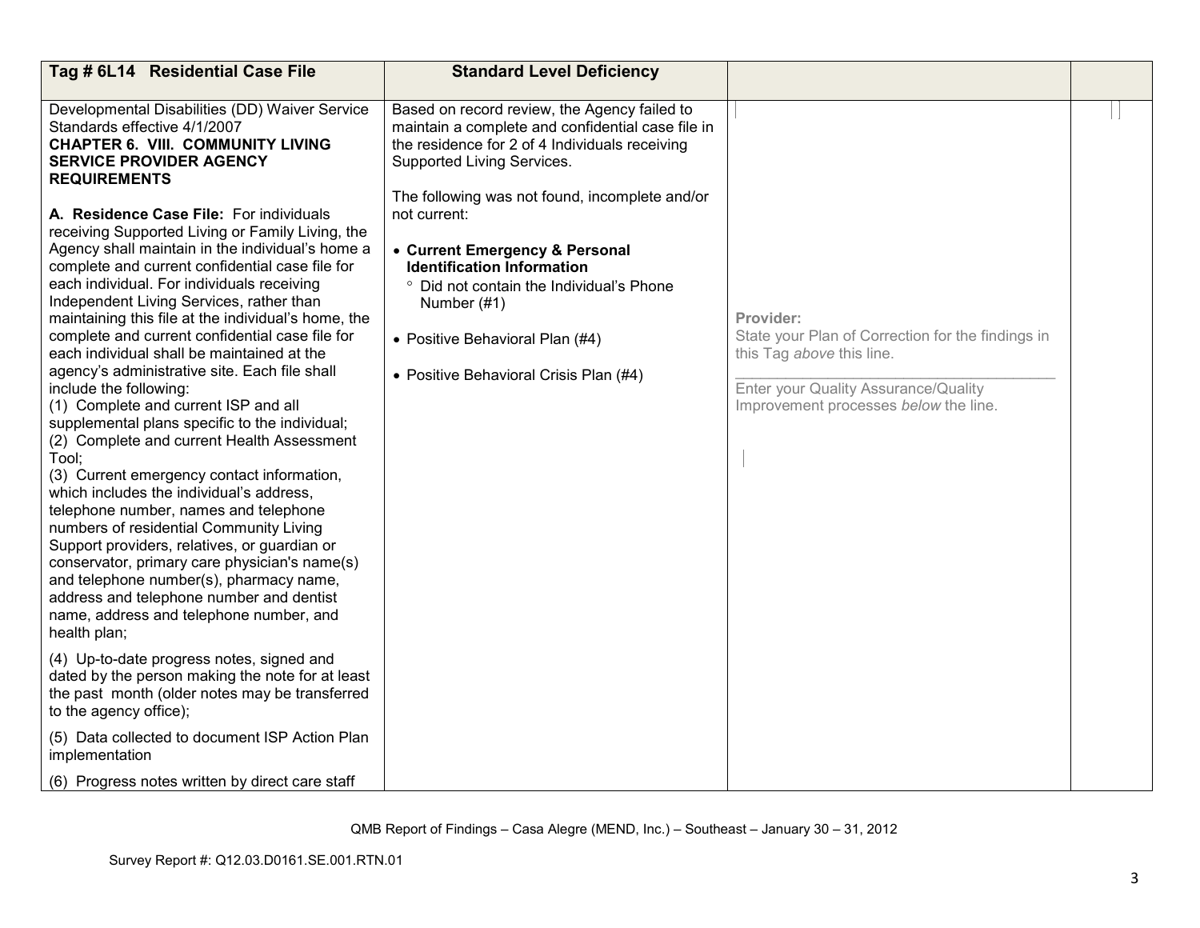| Tag # 6L14 Residential Case File | Standard Level Deficiency | | |
|---|---|---|---|
| Developmental Disabilities (DD) Waiver Service Standards effective 4/1/2007<br>**CHAPTER 6. VIII. COMMUNITY LIVING SERVICE PROVIDER AGENCY REQUIREMENTS**<br><br>**A. Residence Case File:** For individuals receiving Supported Living or Family Living, the Agency shall maintain in the individual's home a complete and current confidential case file for each individual. For individuals receiving Independent Living Services, rather than maintaining this file at the individual's home, the complete and current confidential case file for each individual shall be maintained at the agency's administrative site. Each file shall include the following:<br>(1) Complete and current ISP and all supplemental plans specific to the individual;<br>(2) Complete and current Health Assessment Tool;<br>(3) Current emergency contact information, which includes the individual's address, telephone number, names and telephone numbers of residential Community Living Support providers, relatives, or guardian or conservator, primary care physician's name(s) and telephone number(s), pharmacy name, address and telephone number and dentist name, address and telephone number, and health plan;<br>(4) Up-to-date progress notes, signed and dated by the person making the note for at least the past month (older notes may be transferred to the agency office);<br>(5) Data collected to document ISP Action Plan implementation<br>(6) Progress notes written by direct care staff | Based on record review, the Agency failed to maintain a complete and confidential case file in the residence for 2 of 4 Individuals receiving Supported Living Services.<br><br>The following was not found, incomplete and/or not current:<br><br>• **Current Emergency & Personal Identification Information**<br>° Did not contain the Individual's Phone Number (#1)<br><br>• Positive Behavioral Plan (#4)<br><br>• Positive Behavioral Crisis Plan (#4) | **Provider:**<br>State your Plan of Correction for the findings in this Tag *above* this line.<br>\_\_\_\_\_\_\_\_\_\_\_\_\_\_\_\_\_\_\_\_\_\_\_\_\_\_\_\_\_\_\_\_\_\_\_\_\_\_<br>Enter your Quality Assurance/Quality Improvement processes *below* the line. | |

QMB Report of Findings – Casa Alegre (MEND, Inc.) – Southeast – January 30 – 31, 2012

Survey Report #: Q12.03.D0161.SE.001.RTN.01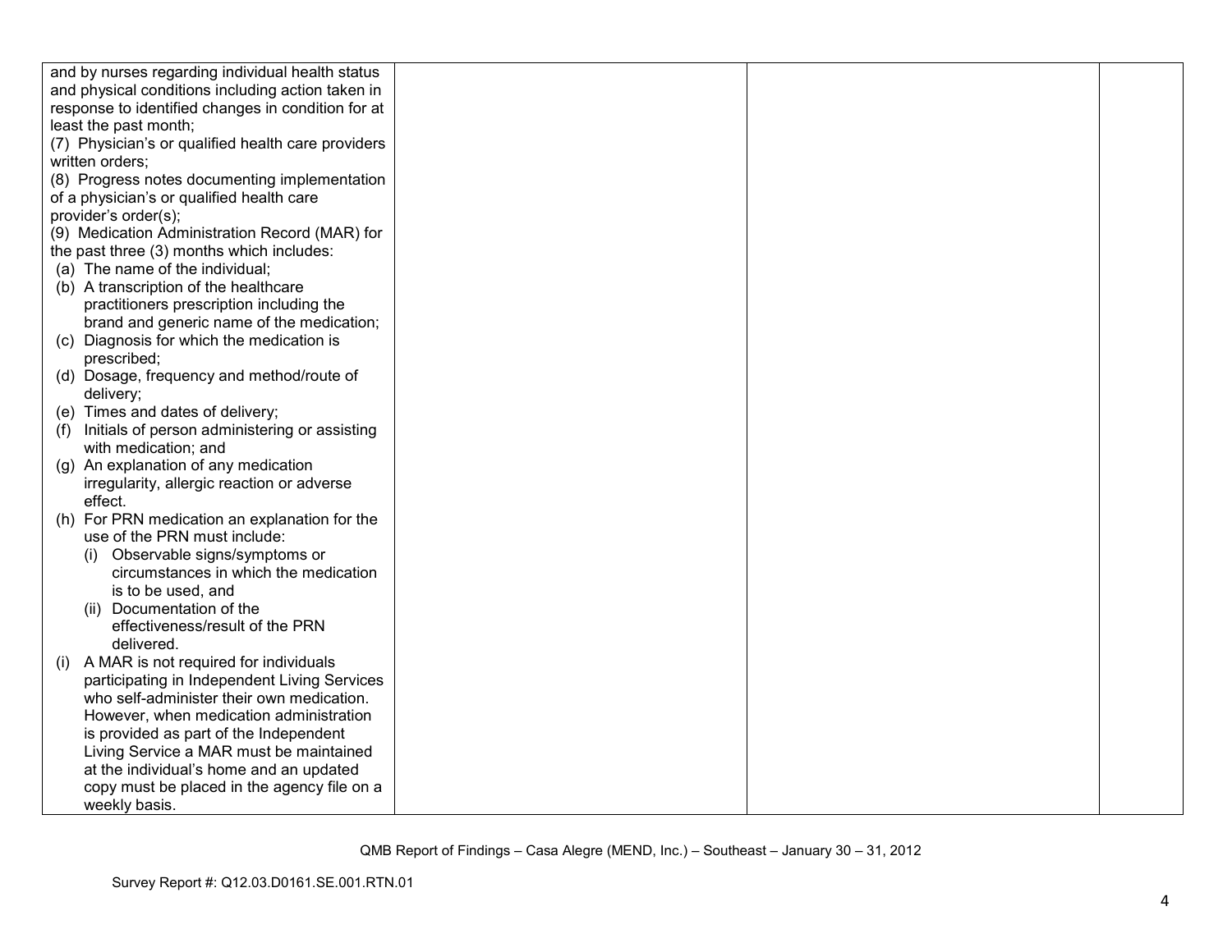| | | | |
|---|---|---|---|
| and by nurses regarding individual health status and physical conditions including action taken in response to identified changes in condition for at least the past month;<br>(7) Physician's or qualified health care providers written orders;<br>(8) Progress notes documenting implementation of a physician's or qualified health care provider's order(s);<br>(9) Medication Administration Record (MAR) for the past three (3) months which includes:<br>(a) The name of the individual;<br>(b) A transcription of the healthcare practitioners prescription including the brand and generic name of the medication;<br>(c) Diagnosis for which the medication is prescribed;<br>(d) Dosage, frequency and method/route of delivery;<br>(e) Times and dates of delivery;<br>(f) Initials of person administering or assisting with medication; and<br>(g) An explanation of any medication irregularity, allergic reaction or adverse effect.<br>(h) For PRN medication an explanation for the use of the PRN must include:<br>(i) Observable signs/symptoms or circumstances in which the medication is to be used, and<br>(ii) Documentation of the effectiveness/result of the PRN delivered.<br>(i) A MAR is not required for individuals participating in Independent Living Services who self-administer their own medication. However, when medication administration is provided as part of the Independent Living Service a MAR must be maintained at the individual's home and an updated copy must be placed in the agency file on a weekly basis. | | | |

QMB Report of Findings – Casa Alegre (MEND, Inc.) – Southeast – January 30 – 31, 2012

Survey Report #: Q12.03.D0161.SE.001.RTN.01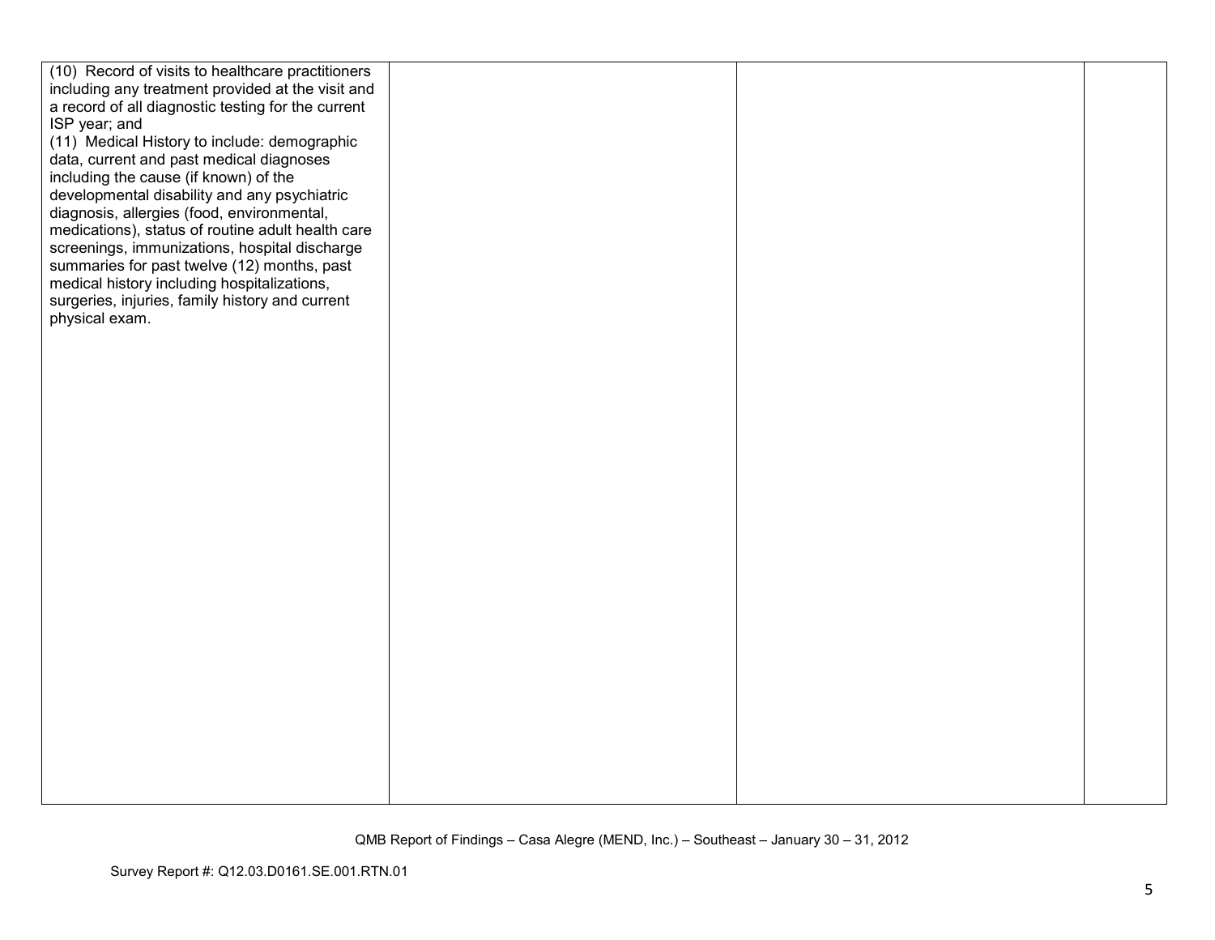| | | | |
|---|---|---|---|
| (10) Record of visits to healthcare practitioners including any treatment provided at the visit and a record of all diagnostic testing for the current ISP year; and<br>(11) Medical History to include: demographic data, current and past medical diagnoses including the cause (if known) of the developmental disability and any psychiatric diagnosis, allergies (food, environmental, medications), status of routine adult health care screenings, immunizations, hospital discharge summaries for past twelve (12) months, past medical history including hospitalizations, surgeries, injuries, family history and current physical exam. | | | |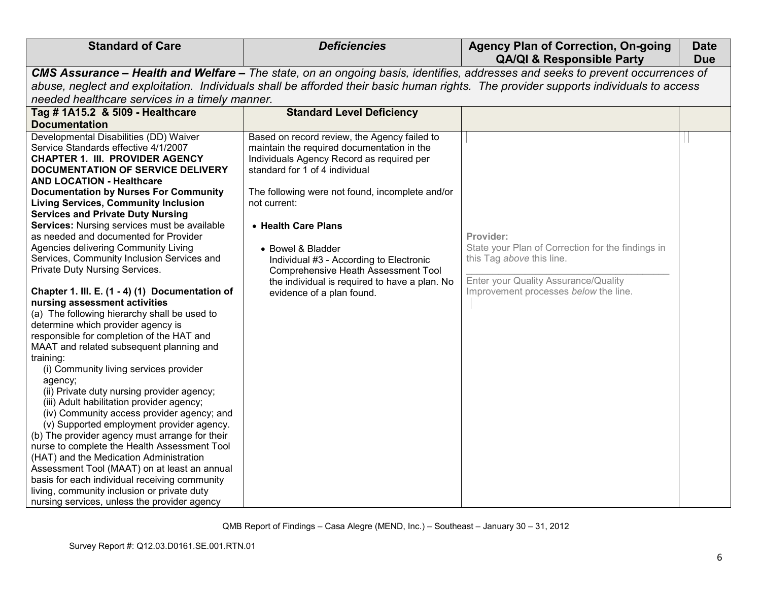| Standard of Care | *Deficiencies* | Agency Plan of Correction, On-going QA/QI & Responsible Party | Date Due |
|---|---|---|---|
| ***CMS Assurance – Health and Welfare –*** *The state, on an ongoing basis, identifies, addresses and seeks to prevent occurrences of abuse, neglect and exploitation. Individuals shall be afforded their basic human rights. The provider supports individuals to access needed healthcare services in a timely manner.* | | | |
| **Tag # 1A15.2 & 5I09 - Healthcare Documentation** | **Standard Level Deficiency** | | |
| Developmental Disabilities (DD) Waiver Service Standards effective 4/1/2007<br>**CHAPTER 1. III. PROVIDER AGENCY DOCUMENTATION OF SERVICE DELIVERY AND LOCATION - Healthcare Documentation by Nurses For Community Living Services, Community Inclusion Services and Private Duty Nursing Services:** Nursing services must be available as needed and documented for Provider Agencies delivering Community Living Services, Community Inclusion Services and Private Duty Nursing Services.<br><br>**Chapter 1. III. E. (1 - 4) (1) Documentation of nursing assessment activities**<br>(a) The following hierarchy shall be used to determine which provider agency is responsible for completion of the HAT and MAAT and related subsequent planning and training:<br>(i) Community living services provider agency;<br>(ii) Private duty nursing provider agency;<br>(iii) Adult habilitation provider agency;<br>(iv) Community access provider agency; and<br>(v) Supported employment provider agency.<br>(b) The provider agency must arrange for their nurse to complete the Health Assessment Tool (HAT) and the Medication Administration Assessment Tool (MAAT) on at least an annual basis for each individual receiving community living, community inclusion or private duty nursing services, unless the provider agency | Based on record review, the Agency failed to maintain the required documentation in the Individuals Agency Record as required per standard for 1 of 4 individual<br><br>The following were not found, incomplete and/or not current:<br><br>• **Health Care Plans**<br><br>• Bowel & Bladder<br>Individual #3 - According to Electronic Comprehensive Heath Assessment Tool the individual is required to have a plan. No evidence of a plan found. | **Provider:**<br>State your Plan of Correction for the findings in this Tag *above* this line.<br>\_\_\_\_\_\_\_\_\_\_\_\_\_\_\_\_\_\_\_\_\_\_\_\_\_\_\_\_\_\_\_\_<br>Enter your Quality Assurance/Quality Improvement processes *below* the line. | |

QMB Report of Findings – Casa Alegre (MEND, Inc.) – Southeast – January 30 – 31, 2012

Survey Report #: Q12.03.D0161.SE.001.RTN.01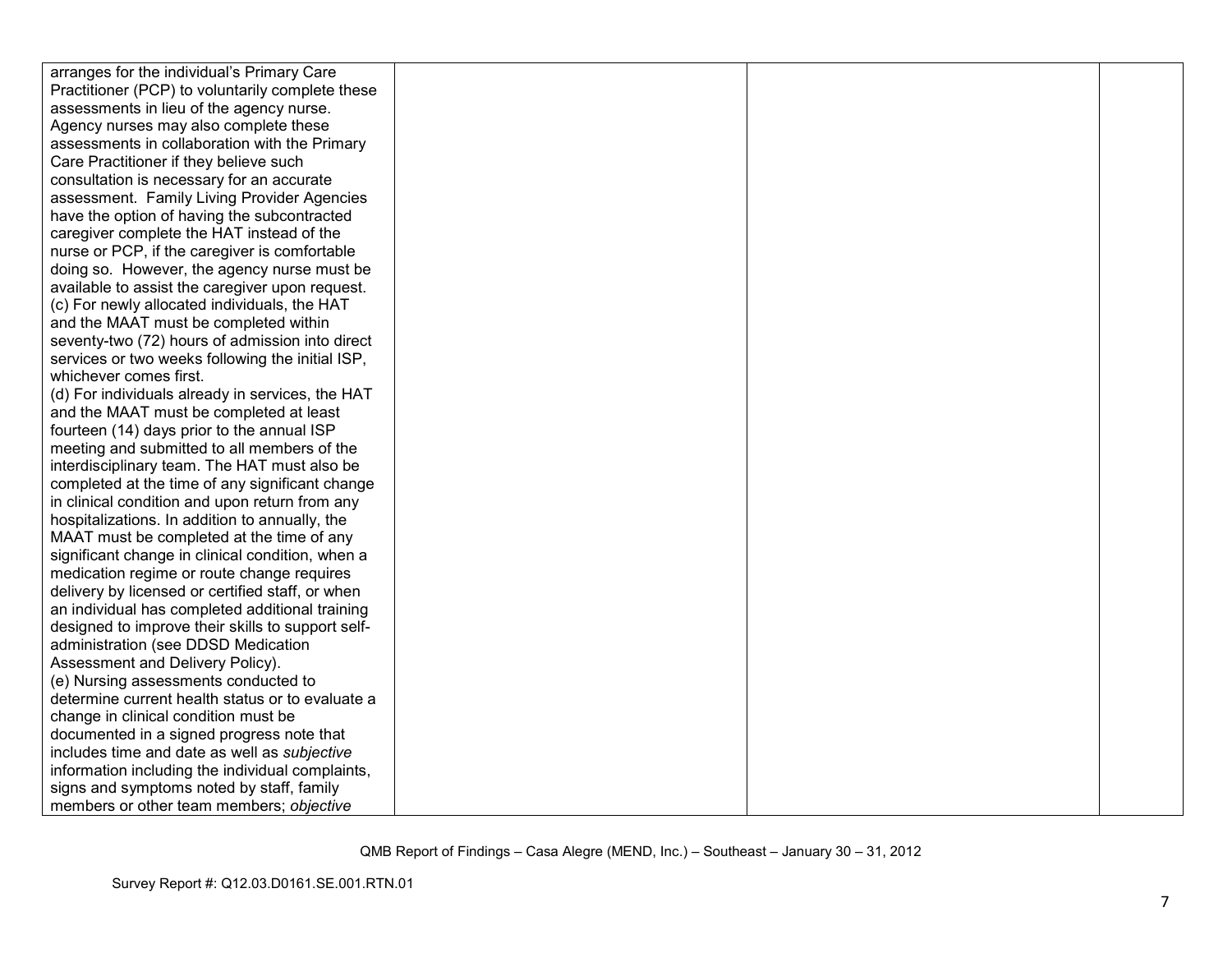| | | | |
|---|---|---|---|
| arranges for the individual's Primary Care Practitioner (PCP) to voluntarily complete these assessments in lieu of the agency nurse. Agency nurses may also complete these assessments in collaboration with the Primary Care Practitioner if they believe such consultation is necessary for an accurate assessment. Family Living Provider Agencies have the option of having the subcontracted caregiver complete the HAT instead of the nurse or PCP, if the caregiver is comfortable doing so. However, the agency nurse must be available to assist the caregiver upon request.<br>(c) For newly allocated individuals, the HAT and the MAAT must be completed within seventy-two (72) hours of admission into direct services or two weeks following the initial ISP, whichever comes first.<br>(d) For individuals already in services, the HAT and the MAAT must be completed at least fourteen (14) days prior to the annual ISP meeting and submitted to all members of the interdisciplinary team. The HAT must also be completed at the time of any significant change in clinical condition and upon return from any hospitalizations. In addition to annually, the MAAT must be completed at the time of any significant change in clinical condition, when a medication regime or route change requires delivery by licensed or certified staff, or when an individual has completed additional training designed to improve their skills to support self-administration (see DDSD Medication Assessment and Delivery Policy).<br>(e) Nursing assessments conducted to determine current health status or to evaluate a change in clinical condition must be documented in a signed progress note that includes time and date as well as *subjective* information including the individual complaints, signs and symptoms noted by staff, family members or other team members; *objective* | | | |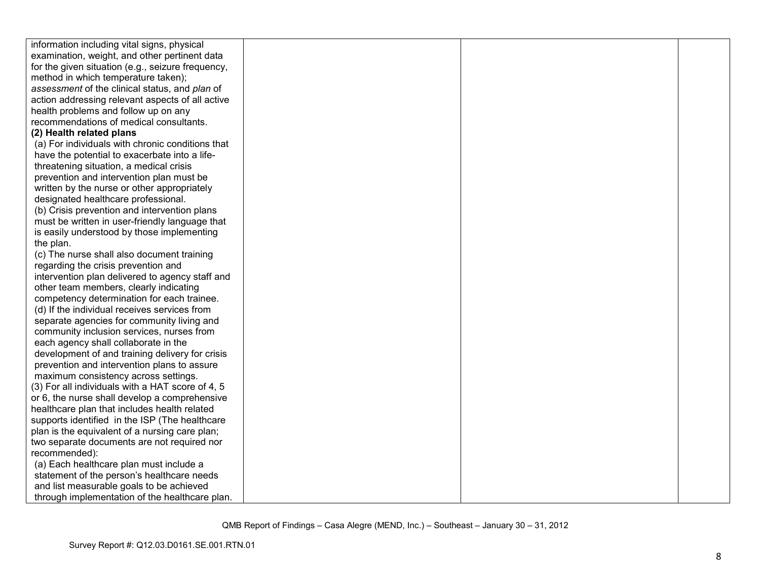| | | | |
|---|---|---|---|
| information including vital signs, physical examination, weight, and other pertinent data for the given situation (e.g., seizure frequency, method in which temperature taken); *assessment* of the clinical status, and *plan* of action addressing relevant aspects of all active health problems and follow up on any recommendations of medical consultants.<br>**(2) Health related plans**<br>(a) For individuals with chronic conditions that have the potential to exacerbate into a life-threatening situation, a medical crisis prevention and intervention plan must be written by the nurse or other appropriately designated healthcare professional.<br>(b) Crisis prevention and intervention plans must be written in user-friendly language that is easily understood by those implementing the plan.<br>(c) The nurse shall also document training regarding the crisis prevention and intervention plan delivered to agency staff and other team members, clearly indicating competency determination for each trainee.<br>(d) If the individual receives services from separate agencies for community living and community inclusion services, nurses from each agency shall collaborate in the development of and training delivery for crisis prevention and intervention plans to assure maximum consistency across settings.<br>(3) For all individuals with a HAT score of 4, 5 or 6, the nurse shall develop a comprehensive healthcare plan that includes health related supports identified in the ISP (The healthcare plan is the equivalent of a nursing care plan; two separate documents are not required nor recommended):<br>(a) Each healthcare plan must include a statement of the person's healthcare needs and list measurable goals to be achieved through implementation of the healthcare plan. | | | |

QMB Report of Findings – Casa Alegre (MEND, Inc.) – Southeast – January 30 – 31, 2012

Survey Report #: Q12.03.D0161.SE.001.RTN.01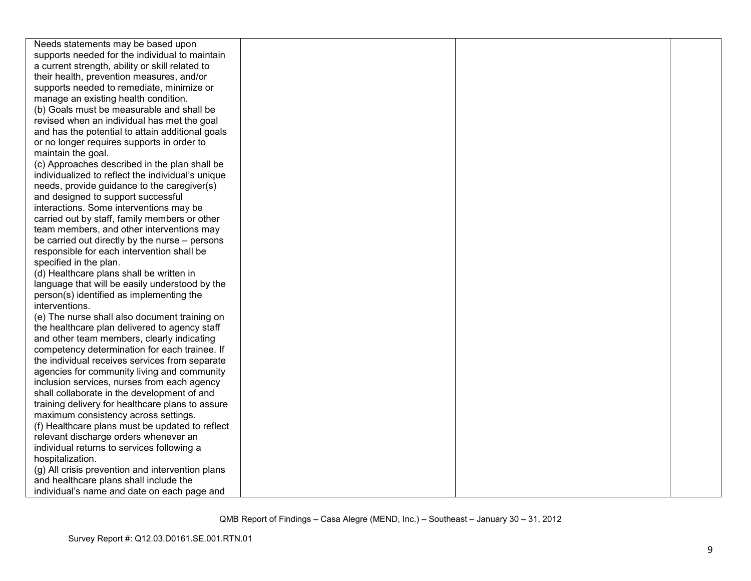| | | | |
|---|---|---|---|
| Needs statements may be based upon supports needed for the individual to maintain a current strength, ability or skill related to their health, prevention measures, and/or supports needed to remediate, minimize or manage an existing health condition.<br>(b) Goals must be measurable and shall be revised when an individual has met the goal and has the potential to attain additional goals or no longer requires supports in order to maintain the goal.<br>(c) Approaches described in the plan shall be individualized to reflect the individual's unique needs, provide guidance to the caregiver(s) and designed to support successful interactions. Some interventions may be carried out by staff, family members or other team members, and other interventions may be carried out directly by the nurse – persons responsible for each intervention shall be specified in the plan.<br>(d) Healthcare plans shall be written in language that will be easily understood by the person(s) identified as implementing the interventions.<br>(e) The nurse shall also document training on the healthcare plan delivered to agency staff and other team members, clearly indicating competency determination for each trainee. If the individual receives services from separate agencies for community living and community inclusion services, nurses from each agency shall collaborate in the development of and training delivery for healthcare plans to assure maximum consistency across settings.<br>(f) Healthcare plans must be updated to reflect relevant discharge orders whenever an individual returns to services following a hospitalization.<br>(g) All crisis prevention and intervention plans and healthcare plans shall include the individual's name and date on each page and | | | |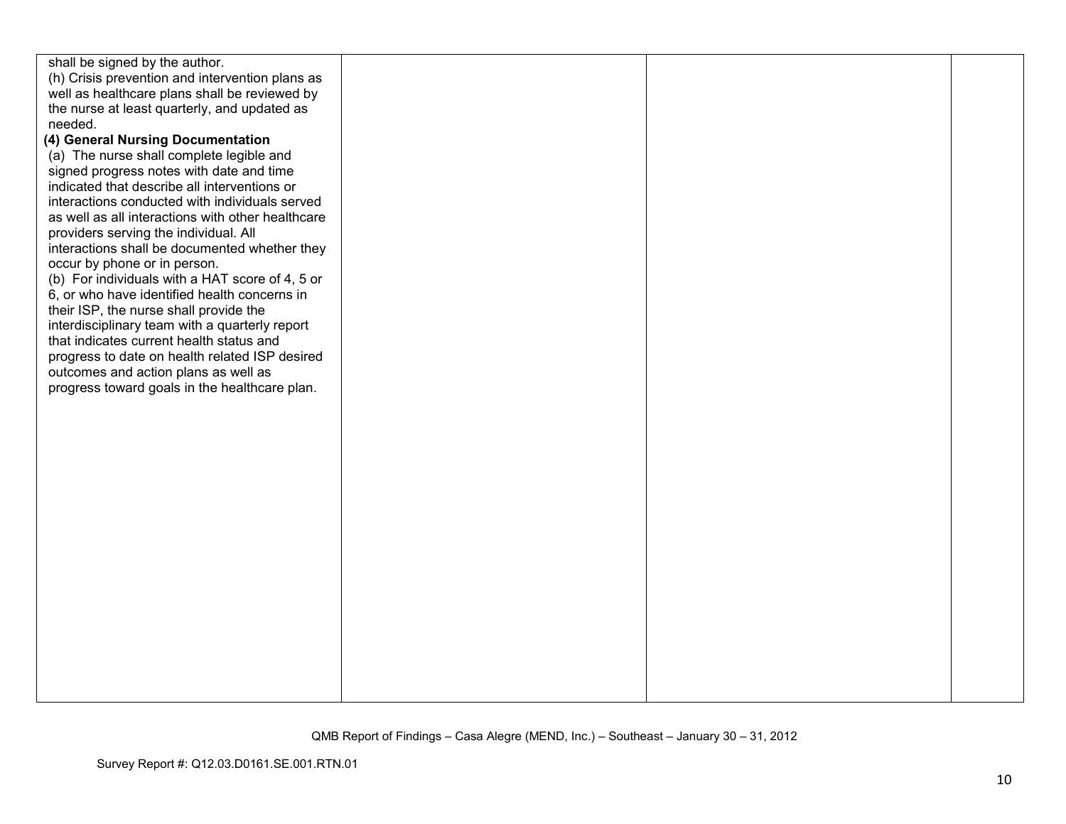| | | | |
|---|---|---|---|
| shall be signed by the author.<br>(h) Crisis prevention and intervention plans as well as healthcare plans shall be reviewed by the nurse at least quarterly, and updated as needed.<br>**(4) General Nursing Documentation**<br>(a) The nurse shall complete legible and signed progress notes with date and time indicated that describe all interventions or interactions conducted with individuals served as well as all interactions with other healthcare providers serving the individual. All interactions shall be documented whether they occur by phone or in person.<br>(b) For individuals with a HAT score of 4, 5 or 6, or who have identified health concerns in their ISP, the nurse shall provide the interdisciplinary team with a quarterly report that indicates current health status and progress to date on health related ISP desired outcomes and action plans as well as progress toward goals in the healthcare plan. | | | |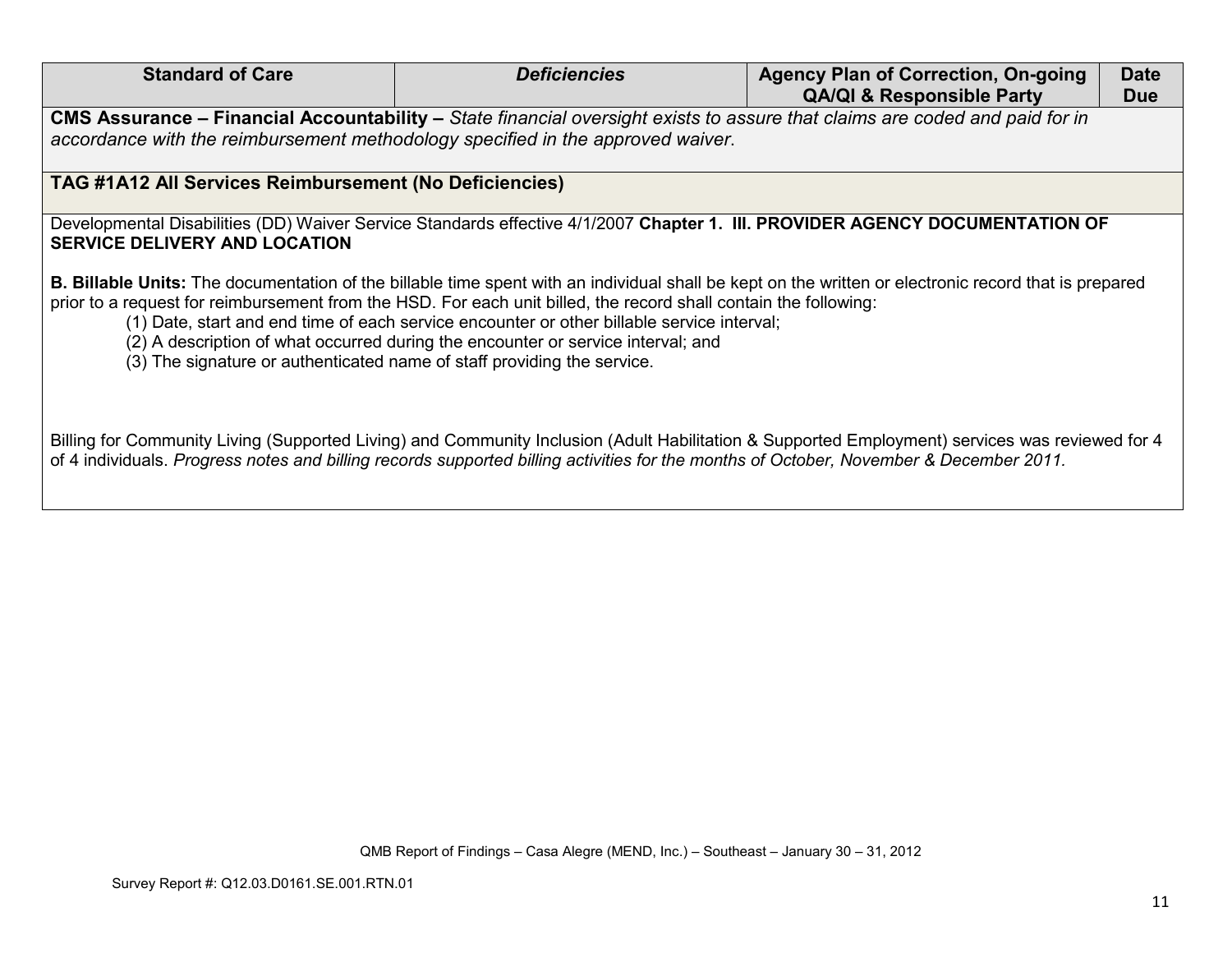| Standard of Care | *Deficiencies* | Agency Plan of Correction, On-going QA/QI & Responsible Party | Date Due |
|---|---|---|---|
| **CMS Assurance – Financial Accountability –** *State financial oversight exists to assure that claims are coded and paid for in accordance with the reimbursement methodology specified in the approved waiver*. | | | |
| **TAG #1A12 All Services Reimbursement (No Deficiencies)** | | | |

Developmental Disabilities (DD) Waiver Service Standards effective 4/1/2007 **Chapter 1. III. PROVIDER AGENCY DOCUMENTATION OF SERVICE DELIVERY AND LOCATION**

**B. Billable Units:** The documentation of the billable time spent with an individual shall be kept on the written or electronic record that is prepared prior to a request for reimbursement from the HSD. For each unit billed, the record shall contain the following:

(1) Date, start and end time of each service encounter or other billable service interval;
(2) A description of what occurred during the encounter or service interval; and
(3) The signature or authenticated name of staff providing the service.

Billing for Community Living (Supported Living) and Community Inclusion (Adult Habilitation & Supported Employment) services was reviewed for 4 of 4 individuals. *Progress notes and billing records supported billing activities for the months of October, November & December 2011.*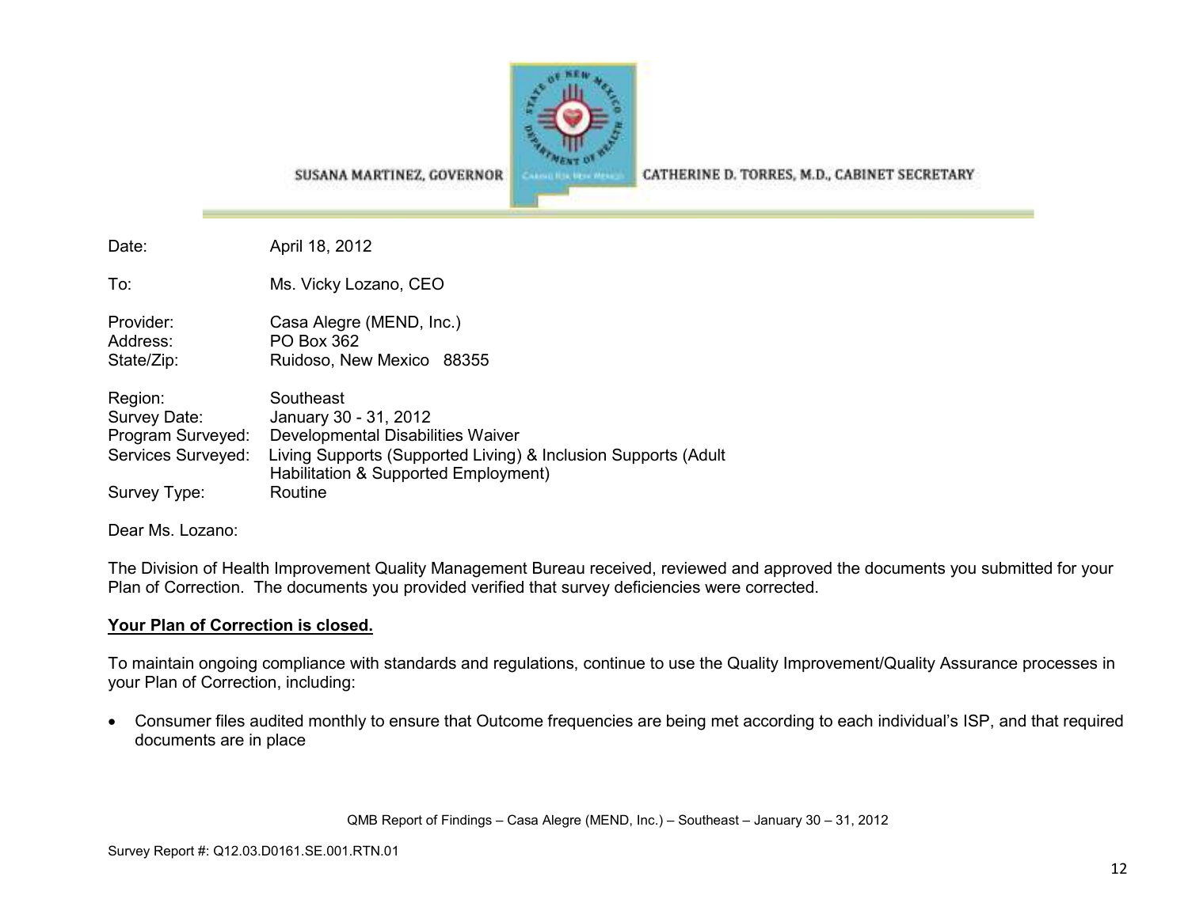SUSANA MARTINEZ, GOVERNOR

CATHERINE D. TORRES, M.D., CABINET SECRETARY

Date: April 18, 2012

To: Ms. Vicky Lozano, CEO

Provider: Casa Alegre (MEND, Inc.)
Address: PO Box 362
State/Zip: Ruidoso, New Mexico 88355

Region: Southeast
Survey Date: January 30 - 31, 2012
Program Surveyed: Developmental Disabilities Waiver
Services Surveyed: Living Supports (Supported Living) & Inclusion Supports (Adult Habilitation & Supported Employment)
Survey Type: Routine

Dear Ms. Lozano:

The Division of Health Improvement Quality Management Bureau received, reviewed and approved the documents you submitted for your Plan of Correction. The documents you provided verified that survey deficiencies were corrected.

**Your Plan of Correction is closed.**

To maintain ongoing compliance with standards and regulations, continue to use the Quality Improvement/Quality Assurance processes in your Plan of Correction, including:

- Consumer files audited monthly to ensure that Outcome frequencies are being met according to each individual's ISP, and that required documents are in place

QMB Report of Findings – Casa Alegre (MEND, Inc.) – Southeast – January 30 – 31, 2012

Survey Report #: Q12.03.D0161.SE.001.RTN.01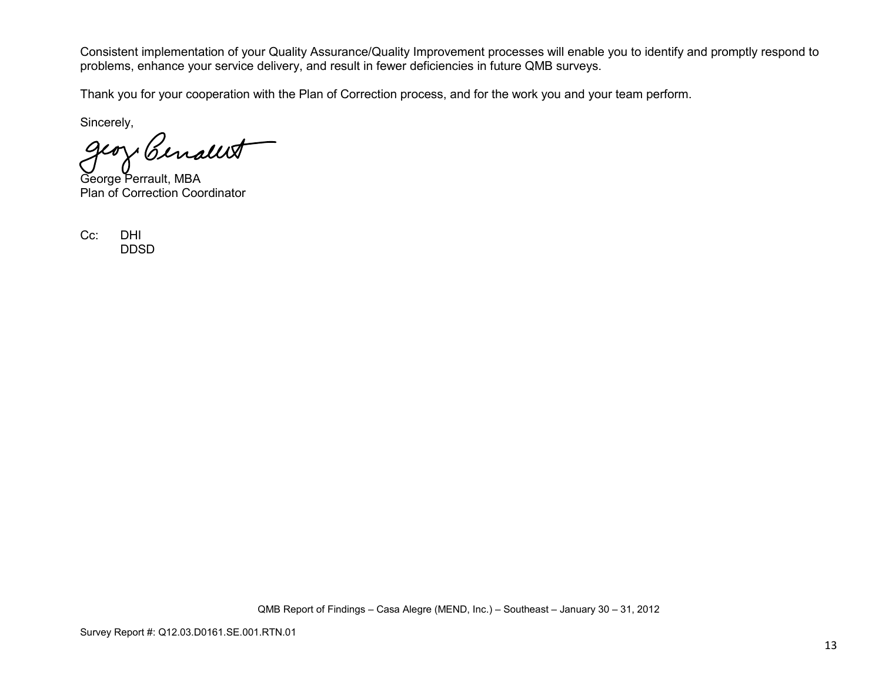Consistent implementation of your Quality Assurance/Quality Improvement processes will enable you to identify and promptly respond to problems, enhance your service delivery, and result in fewer deficiencies in future QMB surveys.

Thank you for your cooperation with the Plan of Correction process, and for the work you and your team perform.

Sincerely,

George Perrault, MBA
Plan of Correction Coordinator

Cc: DHI
DDSD